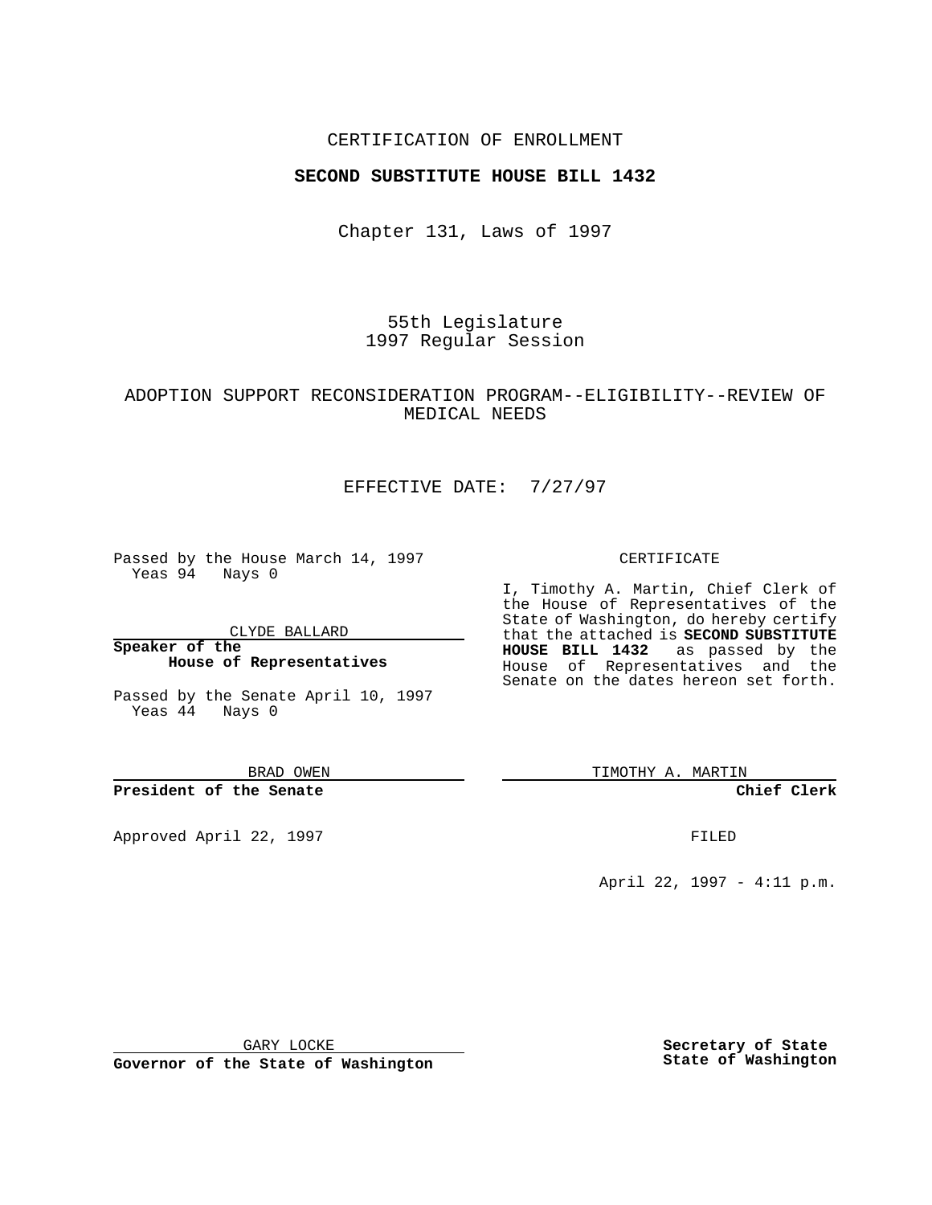CERTIFICATION OF ENROLLMENT

**SECOND SUBSTITUTE HOUSE BILL 1432**

Chapter 131, Laws of 1997

55th Legislature
1997 Regular Session

ADOPTION SUPPORT RECONSIDERATION PROGRAM--ELIGIBILITY--REVIEW OF MEDICAL NEEDS

EFFECTIVE DATE: 7/27/97

Passed by the House March 14, 1997
Yeas 94 Nays 0

CLYDE BALLARD

**Speaker of the House of Representatives**

Passed by the Senate April 10, 1997
Yeas 44 Nays 0

BRAD OWEN

**President of the Senate**

Approved April 22, 1997

GARY LOCKE

**Governor of the State of Washington**

CERTIFICATE

I, Timothy A. Martin, Chief Clerk of the House of Representatives of the State of Washington, do hereby certify that the attached is **SECOND SUBSTITUTE HOUSE BILL 1432** as passed by the House of Representatives and the Senate on the dates hereon set forth.

TIMOTHY A. MARTIN

**Chief Clerk**

FILED

April 22, 1997 - 4:11 p.m.

**Secretary of State**
**State of Washington**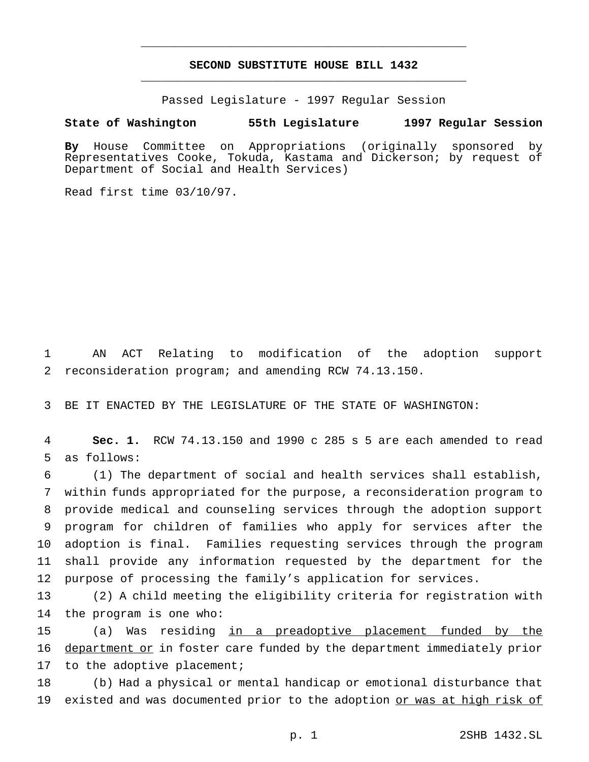# SECOND SUBSTITUTE HOUSE BILL 1432

Passed Legislature - 1997 Regular Session

**State of Washington 55th Legislature 1997 Regular Session**

**By** House Committee on Appropriations (originally sponsored by Representatives Cooke, Tokuda, Kastama and Dickerson; by request of Department of Social and Health Services)

Read first time 03/10/97.

AN ACT Relating to modification of the adoption support reconsideration program; and amending RCW 74.13.150.

BE IT ENACTED BY THE LEGISLATURE OF THE STATE OF WASHINGTON:

**Sec. 1.** RCW 74.13.150 and 1990 c 285 s 5 are each amended to read as follows:

(1) The department of social and health services shall establish, within funds appropriated for the purpose, a reconsideration program to provide medical and counseling services through the adoption support program for children of families who apply for services after the adoption is final. Families requesting services through the program shall provide any information requested by the department for the purpose of processing the family's application for services.

(2) A child meeting the eligibility criteria for registration with the program is one who:

(a) Was residing in a preadoptive placement funded by the department or in foster care funded by the department immediately prior to the adoptive placement;

(b) Had a physical or mental handicap or emotional disturbance that existed and was documented prior to the adoption or was at high risk of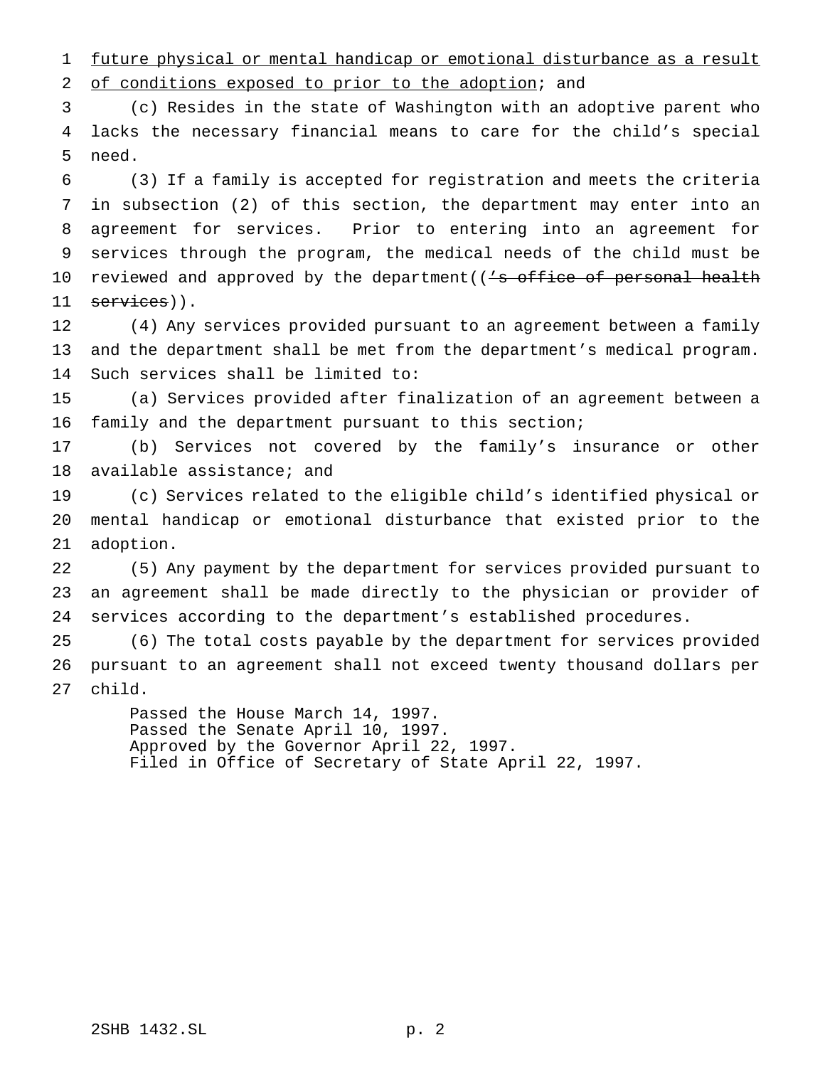future physical or mental handicap or emotional disturbance as a result of conditions exposed to prior to the adoption; and

(c) Resides in the state of Washington with an adoptive parent who lacks the necessary financial means to care for the child's special need.

(3) If a family is accepted for registration and meets the criteria in subsection (2) of this section, the department may enter into an agreement for services. Prior to entering into an agreement for services through the program, the medical needs of the child must be reviewed and approved by the department(('s office of personal health services)).

(4) Any services provided pursuant to an agreement between a family and the department shall be met from the department's medical program. Such services shall be limited to:

(a) Services provided after finalization of an agreement between a family and the department pursuant to this section;

(b) Services not covered by the family's insurance or other available assistance; and

(c) Services related to the eligible child's identified physical or mental handicap or emotional disturbance that existed prior to the adoption.

(5) Any payment by the department for services provided pursuant to an agreement shall be made directly to the physician or provider of services according to the department's established procedures.

(6) The total costs payable by the department for services provided pursuant to an agreement shall not exceed twenty thousand dollars per child.

Passed the House March 14, 1997.
Passed the Senate April 10, 1997.
Approved by the Governor April 22, 1997.
Filed in Office of Secretary of State April 22, 1997.